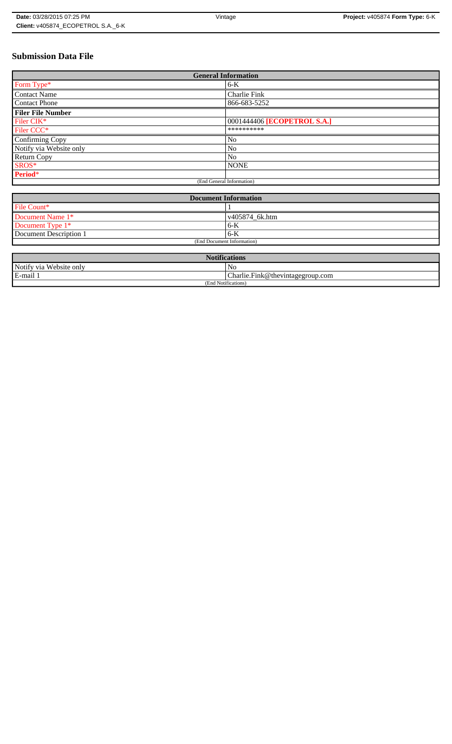**Date:** 03/28/2015 07:25 PM | Vintage | **Project:** v405874 **Form Type:** 6-K
**Client:** v405874_ECOPETROL S.A._6-K

# Submission Data File

| General Information | |
|---|---|
| Form Type* | 6-K |
| Contact Name | Charlie Fink |
| Contact Phone | 866-683-5252 |
| **Filer File Number** | |
| Filer CIK* | 0001444406 **[ECOPETROL S.A.]** |
| Filer CCC* | ********** |
| Confirming Copy | No |
| Notify via Website only | No |
| Return Copy | No |
| SROS* | NONE |
| **Period*** | |
| (End General Information) | |

| Document Information | |
|---|---|
| File Count* | 1 |
| Document Name 1* | v405874_6k.htm |
| Document Type 1* | 6-K |
| Document Description 1 | 6-K |
| (End Document Information) | |

| Notifications | |
|---|---|
| Notify via Website only | No |
| E-mail 1 | Charlie.Fink@thevintagegroup.com |
| (End Notifications) | |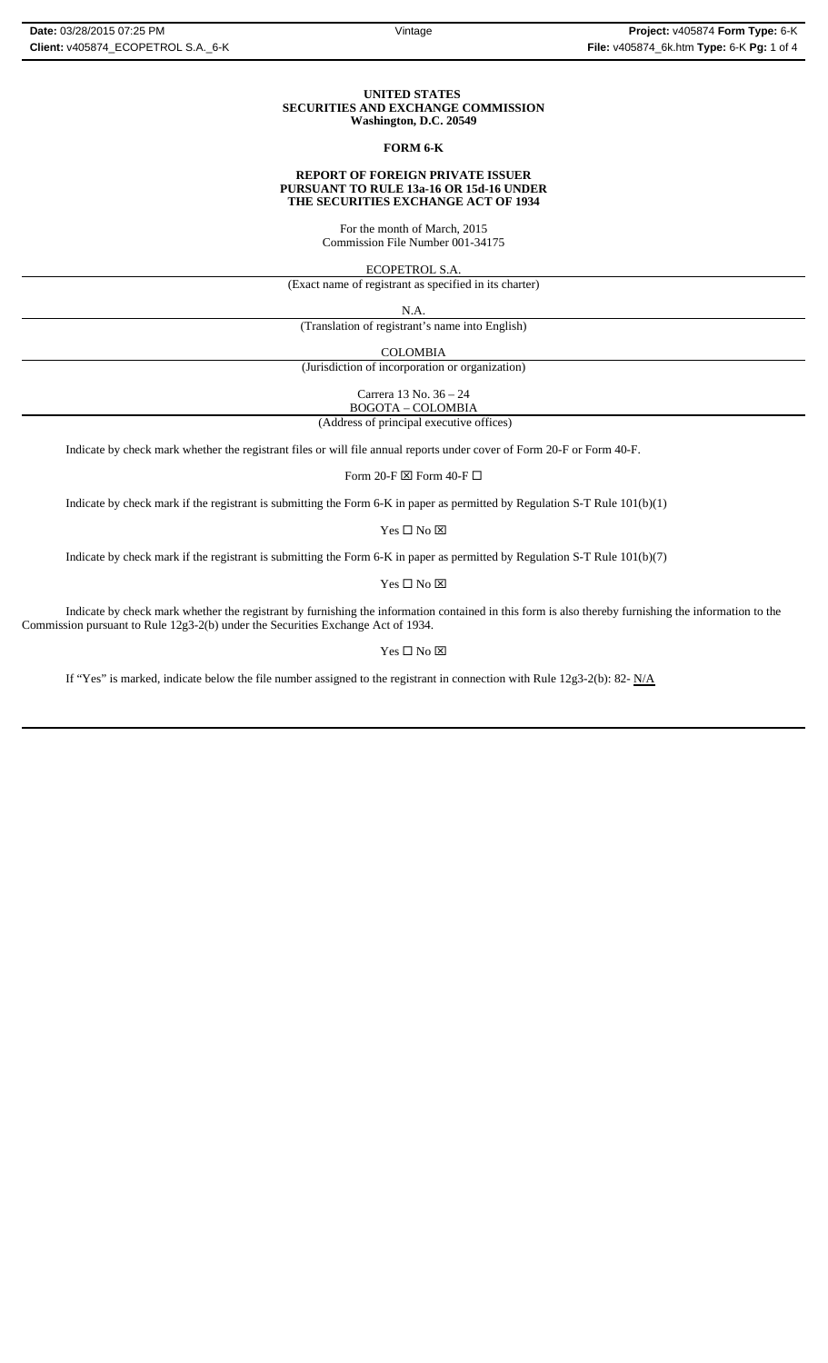**UNITED STATES**
**SECURITIES AND EXCHANGE COMMISSION**
**Washington, D.C. 20549**

**FORM 6-K**

**REPORT OF FOREIGN PRIVATE ISSUER**
**PURSUANT TO RULE 13a-16 OR 15d-16 UNDER**
**THE SECURITIES EXCHANGE ACT OF 1934**

For the month of March, 2015
Commission File Number 001-34175

ECOPETROL S.A.
(Exact name of registrant as specified in its charter)

N.A.
(Translation of registrant's name into English)

COLOMBIA
(Jurisdiction of incorporation or organization)

Carrera 13 No. 36 – 24
BOGOTA – COLOMBIA
(Address of principal executive offices)

Indicate by check mark whether the registrant files or will file annual reports under cover of Form 20-F or Form 40-F.

Form 20-F ☒ Form 40-F ☐

Indicate by check mark if the registrant is submitting the Form 6-K in paper as permitted by Regulation S-T Rule 101(b)(1)

Yes ☐ No ☒

Indicate by check mark if the registrant is submitting the Form 6-K in paper as permitted by Regulation S-T Rule 101(b)(7)

Yes ☐ No ☒

Indicate by check mark whether the registrant by furnishing the information contained in this form is also thereby furnishing the information to the Commission pursuant to Rule 12g3-2(b) under the Securities Exchange Act of 1934.

Yes ☐ No ☒

If "Yes" is marked, indicate below the file number assigned to the registrant in connection with Rule 12g3-2(b): 82- N/A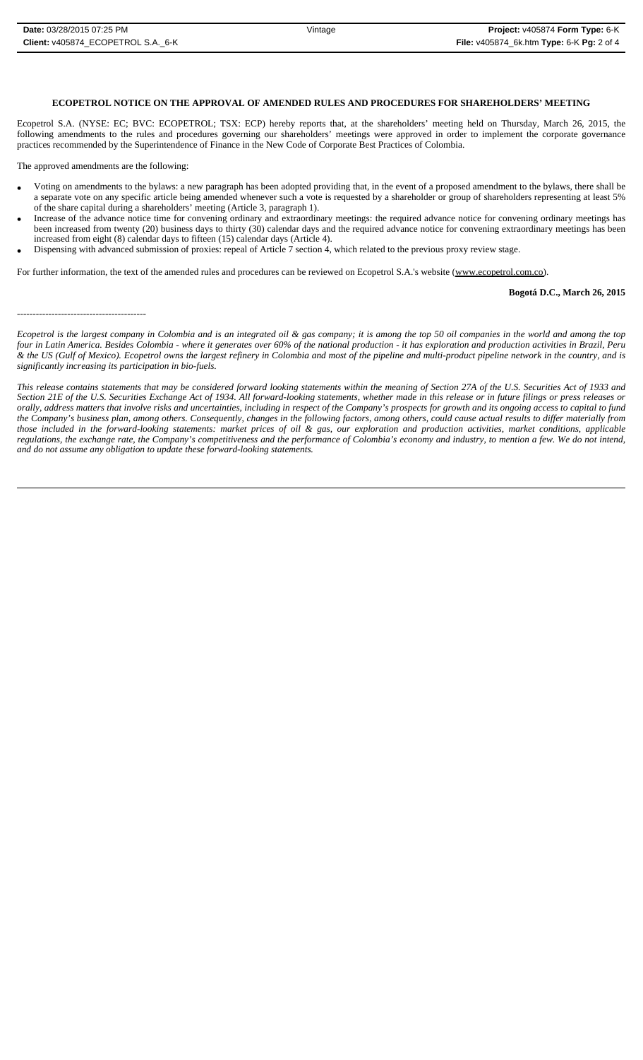## ECOPETROL NOTICE ON THE APPROVAL OF AMENDED RULES AND PROCEDURES FOR SHAREHOLDERS' MEETING

Ecopetrol S.A. (NYSE: EC; BVC: ECOPETROL; TSX: ECP) hereby reports that, at the shareholders' meeting held on Thursday, March 26, 2015, the following amendments to the rules and procedures governing our shareholders' meetings were approved in order to implement the corporate governance practices recommended by the Superintendence of Finance in the New Code of Corporate Best Practices of Colombia.

The approved amendments are the following:

- Voting on amendments to the bylaws: a new paragraph has been adopted providing that, in the event of a proposed amendment to the bylaws, there shall be a separate vote on any specific article being amended whenever such a vote is requested by a shareholder or group of shareholders representing at least 5% of the share capital during a shareholders' meeting (Article 3, paragraph 1).
- Increase of the advance notice time for convening ordinary and extraordinary meetings: the required advance notice for convening ordinary meetings has been increased from twenty (20) business days to thirty (30) calendar days and the required advance notice for convening extraordinary meetings has been increased from eight (8) calendar days to fifteen (15) calendar days (Article 4).
- Dispensing with advanced submission of proxies: repeal of Article 7 section 4, which related to the previous proxy review stage.

For further information, the text of the amended rules and procedures can be reviewed on Ecopetrol S.A.'s website (www.ecopetrol.com.co).

**Bogotá D.C., March 26, 2015**

-----------------------------------------

*Ecopetrol is the largest company in Colombia and is an integrated oil & gas company; it is among the top 50 oil companies in the world and among the top four in Latin America. Besides Colombia - where it generates over 60% of the national production - it has exploration and production activities in Brazil, Peru & the US (Gulf of Mexico). Ecopetrol owns the largest refinery in Colombia and most of the pipeline and multi-product pipeline network in the country, and is significantly increasing its participation in bio-fuels.*

*This release contains statements that may be considered forward looking statements within the meaning of Section 27A of the U.S. Securities Act of 1933 and Section 21E of the U.S. Securities Exchange Act of 1934. All forward-looking statements, whether made in this release or in future filings or press releases or orally, address matters that involve risks and uncertainties, including in respect of the Company's prospects for growth and its ongoing access to capital to fund the Company's business plan, among others. Consequently, changes in the following factors, among others, could cause actual results to differ materially from those included in the forward-looking statements: market prices of oil & gas, our exploration and production activities, market conditions, applicable regulations, the exchange rate, the Company's competitiveness and the performance of Colombia's economy and industry, to mention a few. We do not intend, and do not assume any obligation to update these forward-looking statements.*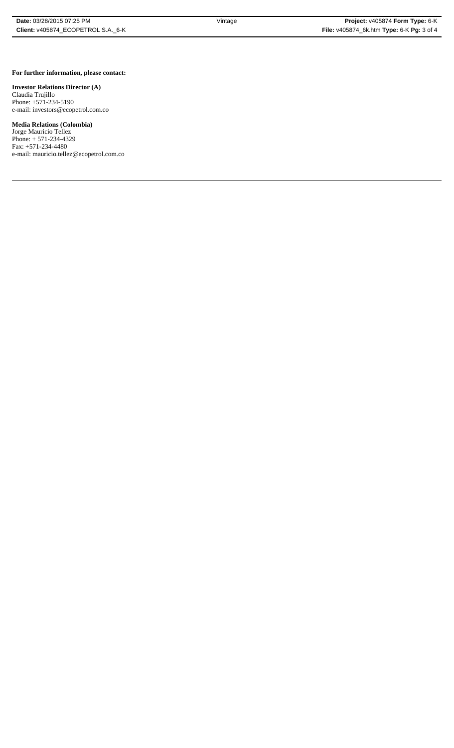**For further information, please contact:**

**Investor Relations Director (A)**
Claudia Trujillo
Phone: +571-234-5190
e-mail: investors@ecopetrol.com.co

**Media Relations (Colombia)**
Jorge Mauricio Tellez
Phone: + 571-234-4329
Fax: +571-234-4480
e-mail: mauricio.tellez@ecopetrol.com.co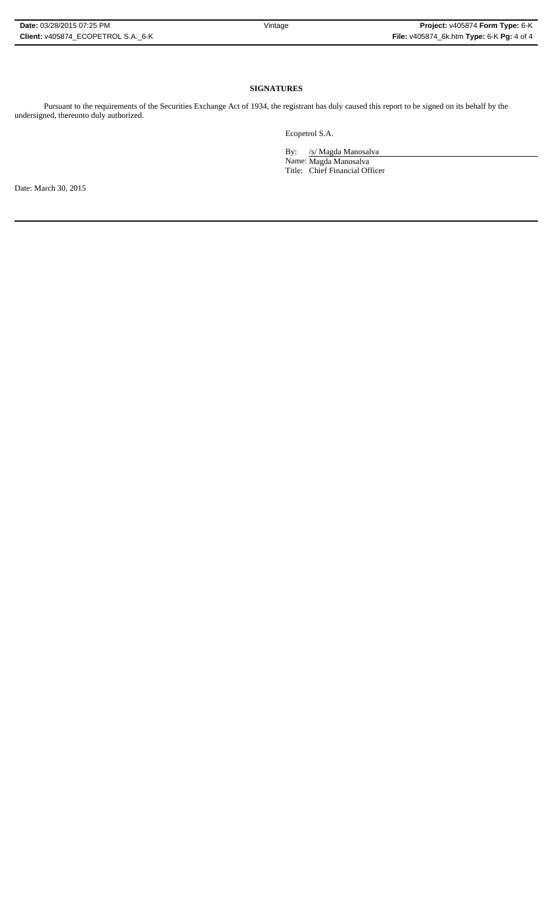**SIGNATURES**

Pursuant to the requirements of the Securities Exchange Act of 1934, the registrant has duly caused this report to be signed on its behalf by the undersigned, thereunto duly authorized.

Ecopetrol S.A.

By: /s/ Magda Manosalva
Name: Magda Manosalva
Title: Chief Financial Officer

Date: March 30, 2015